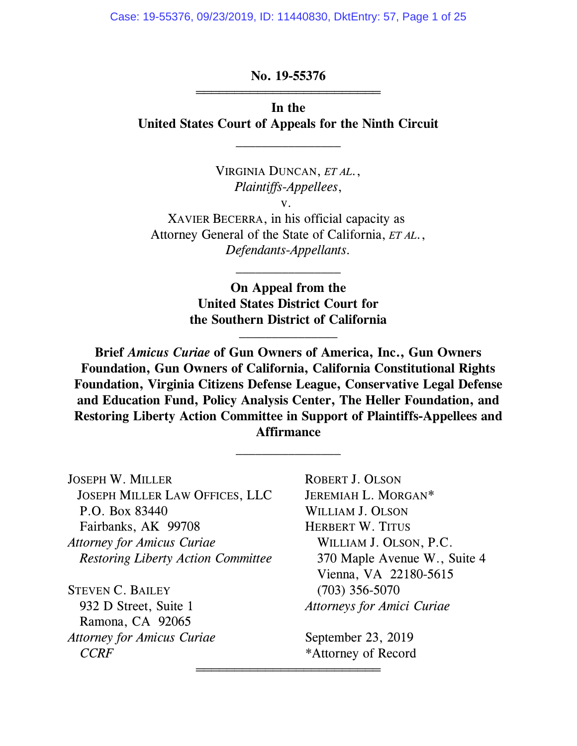**No. 19-55376**

---

**In the**
**United States Court of Appeals for the Ninth Circuit**

---

VIRGINIA DUNCAN, *ET AL.*,
*Plaintiffs-Appellees*,
v.
XAVIER BECERRA, in his official capacity as
Attorney General of the State of California, *ET AL.*,
*Defendants-Appellants*.

---

**On Appeal from the**
**United States District Court for**
**the Southern District of California**

---

**Brief *Amicus Curiae* of Gun Owners of America, Inc., Gun Owners Foundation, Gun Owners of California, California Constitutional Rights Foundation, Virginia Citizens Defense League, Conservative Legal Defense and Education Fund, Policy Analysis Center, The Heller Foundation, and Restoring Liberty Action Committee in Support of Plaintiffs-Appellees and Affirmance**

---

JOSEPH W. MILLER
JOSEPH MILLER LAW OFFICES, LLC
P.O. Box 83440
Fairbanks, AK 99708
*Attorney for Amicus Curiae*
*Restoring Liberty Action Committee*

STEVEN C. BAILEY
932 D Street, Suite 1
Ramona, CA 92065
*Attorney for Amicus Curiae*
*CCRF*

ROBERT J. OLSON
JEREMIAH L. MORGAN*
WILLIAM J. OLSON
HERBERT W. TITUS
WILLIAM J. OLSON, P.C.
370 Maple Avenue W., Suite 4
Vienna, VA 22180-5615
(703) 356-5070
*Attorneys for Amici Curiae*

September 23, 2019
*Attorney of Record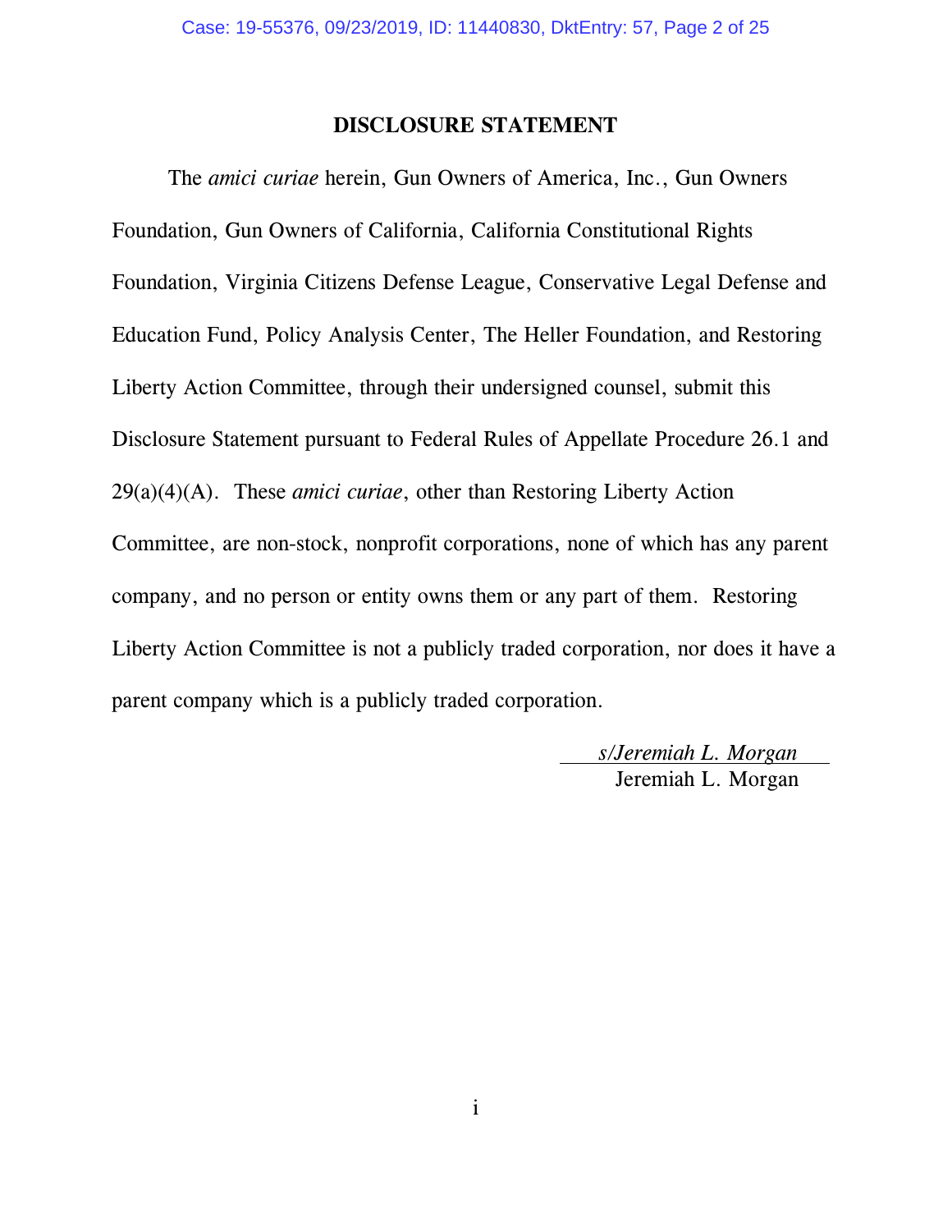## DISCLOSURE STATEMENT

The *amici curiae* herein, Gun Owners of America, Inc., Gun Owners Foundation, Gun Owners of California, California Constitutional Rights Foundation, Virginia Citizens Defense League, Conservative Legal Defense and Education Fund, Policy Analysis Center, The Heller Foundation, and Restoring Liberty Action Committee, through their undersigned counsel, submit this Disclosure Statement pursuant to Federal Rules of Appellate Procedure 26.1 and 29(a)(4)(A). These *amici curiae*, other than Restoring Liberty Action Committee, are non-stock, nonprofit corporations, none of which has any parent company, and no person or entity owns them or any part of them. Restoring Liberty Action Committee is not a publicly traded corporation, nor does it have a parent company which is a publicly traded corporation.

*s/Jeremiah L. Morgan*
Jeremiah L. Morgan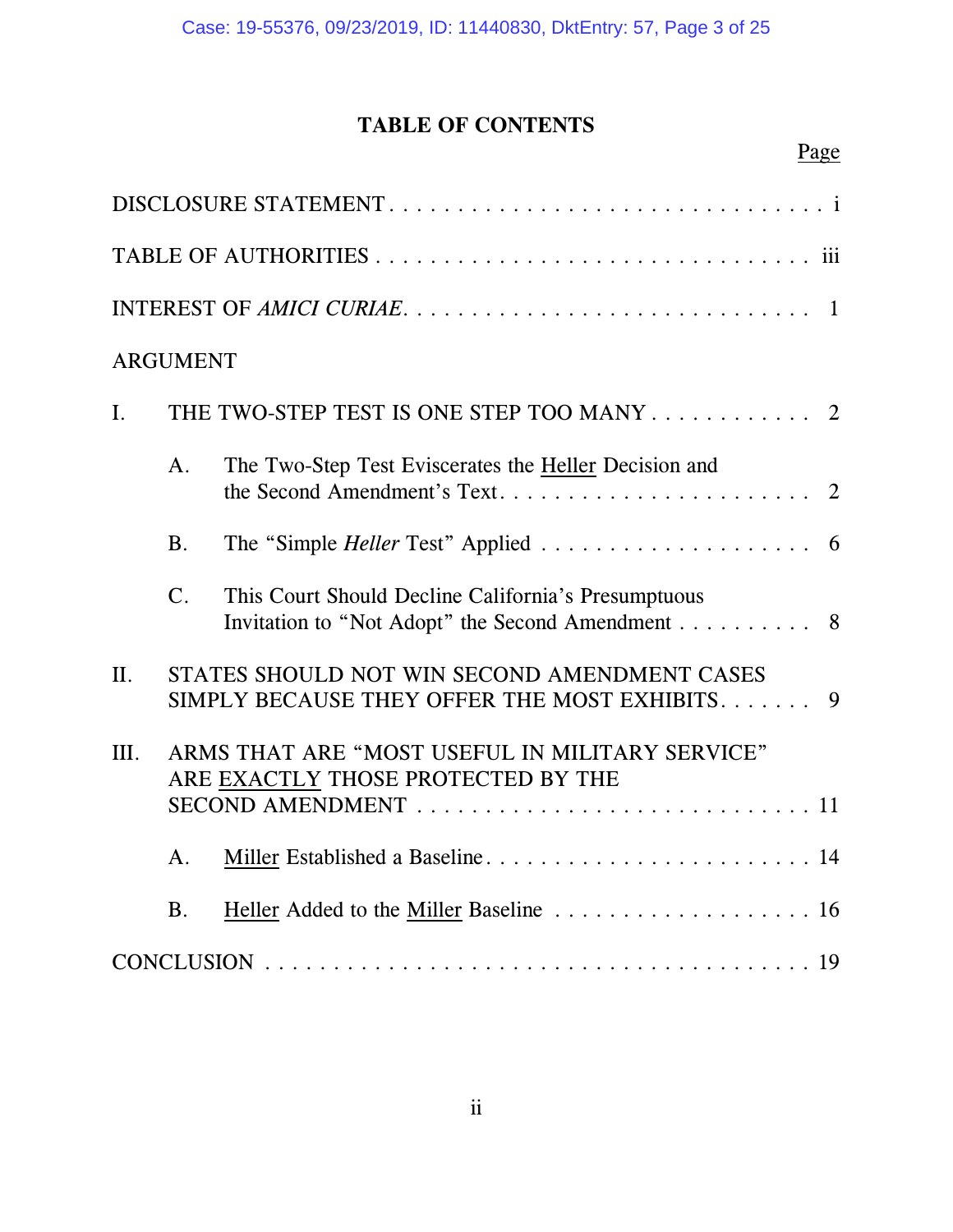# TABLE OF CONTENTS

| | Page |
|---|---|
| DISCLOSURE STATEMENT | i |
| TABLE OF AUTHORITIES | iii |
| INTEREST OF *AMICI CURIAE* | 1 |
| ARGUMENT | |
| I. THE TWO-STEP TEST IS ONE STEP TOO MANY | 2 |
| A. The Two-Step Test Eviscerates the Heller Decision and the Second Amendment's Text | 2 |
| B. The "Simple *Heller* Test" Applied | 6 |
| C. This Court Should Decline California's Presumptuous Invitation to "Not Adopt" the Second Amendment | 8 |
| II. STATES SHOULD NOT WIN SECOND AMENDMENT CASES SIMPLY BECAUSE THEY OFFER THE MOST EXHIBITS | 9 |
| III. ARMS THAT ARE "MOST USEFUL IN MILITARY SERVICE" ARE EXACTLY THOSE PROTECTED BY THE SECOND AMENDMENT | 11 |
| A. Miller Established a Baseline | 14 |
| B. Heller Added to the Miller Baseline | 16 |
| CONCLUSION | 19 |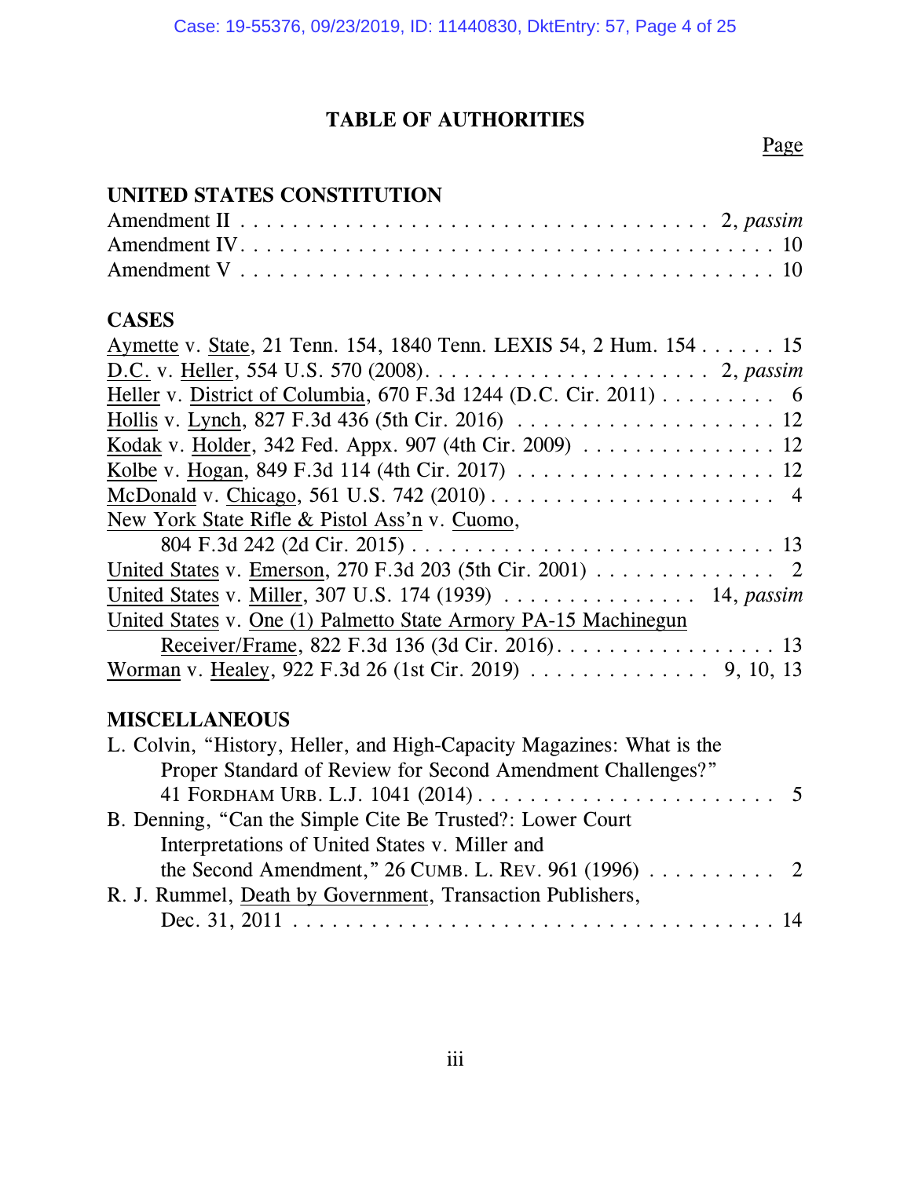# TABLE OF AUTHORITIES

Page

## UNITED STATES CONSTITUTION

Amendment II . . . . . . . . . . . . . . . . . . . . . . . . . . . . . . . . . . . . 2, *passim*
Amendment IV. . . . . . . . . . . . . . . . . . . . . . . . . . . . . . . . . . . . . . 10
Amendment V . . . . . . . . . . . . . . . . . . . . . . . . . . . . . . . . . . . . . . 10

## CASES

Aymette v. State, 21 Tenn. 154, 1840 Tenn. LEXIS 54, 2 Hum. 154 . . . . . . 15
D.C. v. Heller, 554 U.S. 570 (2008). . . . . . . . . . . . . . . . . . . . . . 2, *passim*
Heller v. District of Columbia, 670 F.3d 1244 (D.C. Cir. 2011) . . . . . . . . . 6
Hollis v. Lynch, 827 F.3d 436 (5th Cir. 2016) . . . . . . . . . . . . . . . . . . . . 12
Kodak v. Holder, 342 Fed. Appx. 907 (4th Cir. 2009) . . . . . . . . . . . . . . . 12
Kolbe v. Hogan, 849 F.3d 114 (4th Cir. 2017) . . . . . . . . . . . . . . . . . . . 12
McDonald v. Chicago, 561 U.S. 742 (2010) . . . . . . . . . . . . . . . . . . . . . . 4
New York State Rifle & Pistol Ass'n v. Cuomo,
804 F.3d 242 (2d Cir. 2015) . . . . . . . . . . . . . . . . . . . . . . . . . . . . . 13
United States v. Emerson, 270 F.3d 203 (5th Cir. 2001) . . . . . . . . . . . . . . 2
United States v. Miller, 307 U.S. 174 (1939) . . . . . . . . . . . . . . . . 14, *passim*
United States v. One (1) Palmetto State Armory PA-15 Machinegun
Receiver/Frame, 822 F.3d 136 (3d Cir. 2016). . . . . . . . . . . . . . . . . . 13
Worman v. Healey, 922 F.3d 26 (1st Cir. 2019) . . . . . . . . . . . . . . 9, 10, 13

## MISCELLANEOUS

L. Colvin, "History, Heller, and High-Capacity Magazines: What is the
Proper Standard of Review for Second Amendment Challenges?"
41 FORDHAM URB. L.J. 1041 (2014) . . . . . . . . . . . . . . . . . . . . . . . . 5
B. Denning, "Can the Simple Cite Be Trusted?: Lower Court
Interpretations of United States v. Miller and
the Second Amendment," 26 CUMB. L. REV. 961 (1996) . . . . . . . . . . 2
R. J. Rummel, Death by Government, Transaction Publishers,
Dec. 31, 2011 . . . . . . . . . . . . . . . . . . . . . . . . . . . . . . . . . . . . . . 14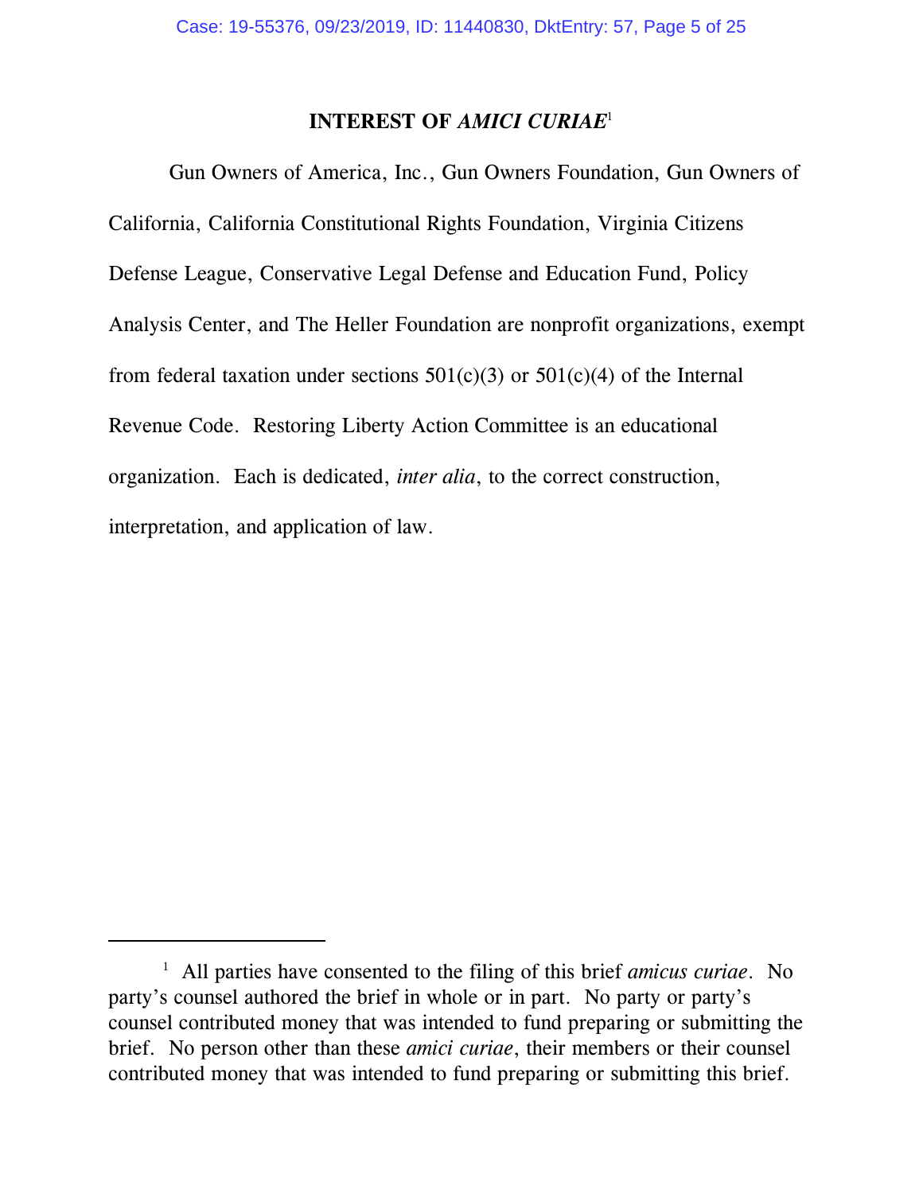## INTEREST OF *AMICI CURIAE*[1]

Gun Owners of America, Inc., Gun Owners Foundation, Gun Owners of California, California Constitutional Rights Foundation, Virginia Citizens Defense League, Conservative Legal Defense and Education Fund, Policy Analysis Center, and The Heller Foundation are nonprofit organizations, exempt from federal taxation under sections 501(c)(3) or 501(c)(4) of the Internal Revenue Code. Restoring Liberty Action Committee is an educational organization. Each is dedicated, *inter alia*, to the correct construction, interpretation, and application of law.

---

[1] All parties have consented to the filing of this brief *amicus curiae*. No party's counsel authored the brief in whole or in part. No party or party's counsel contributed money that was intended to fund preparing or submitting the brief. No person other than these *amici curiae*, their members or their counsel contributed money that was intended to fund preparing or submitting this brief.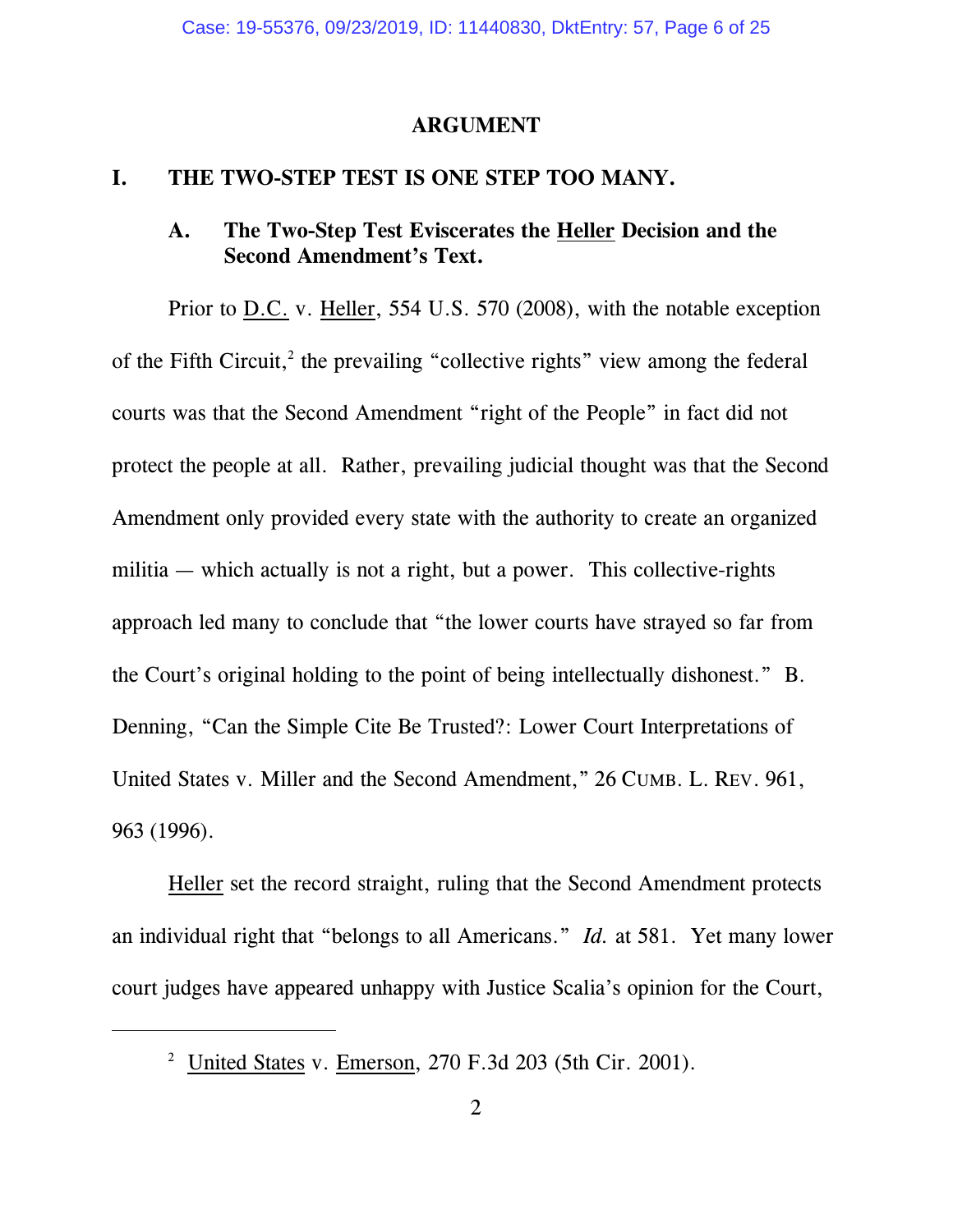## ARGUMENT

### I. THE TWO-STEP TEST IS ONE STEP TOO MANY.

#### A. The Two-Step Test Eviscerates the Heller Decision and the Second Amendment's Text.

Prior to D.C. v. Heller, 554 U.S. 570 (2008), with the notable exception of the Fifth Circuit,[2] the prevailing "collective rights" view among the federal courts was that the Second Amendment "right of the People" in fact did not protect the people at all. Rather, prevailing judicial thought was that the Second Amendment only provided every state with the authority to create an organized militia — which actually is not a right, but a power. This collective-rights approach led many to conclude that "the lower courts have strayed so far from the Court's original holding to the point of being intellectually dishonest." B. Denning, "Can the Simple Cite Be Trusted?: Lower Court Interpretations of United States v. Miller and the Second Amendment," 26 CUMB. L. REV. 961, 963 (1996).

Heller set the record straight, ruling that the Second Amendment protects an individual right that "belongs to all Americans." *Id.* at 581. Yet many lower court judges have appeared unhappy with Justice Scalia's opinion for the Court,

---

[2] United States v. Emerson, 270 F.3d 203 (5th Cir. 2001).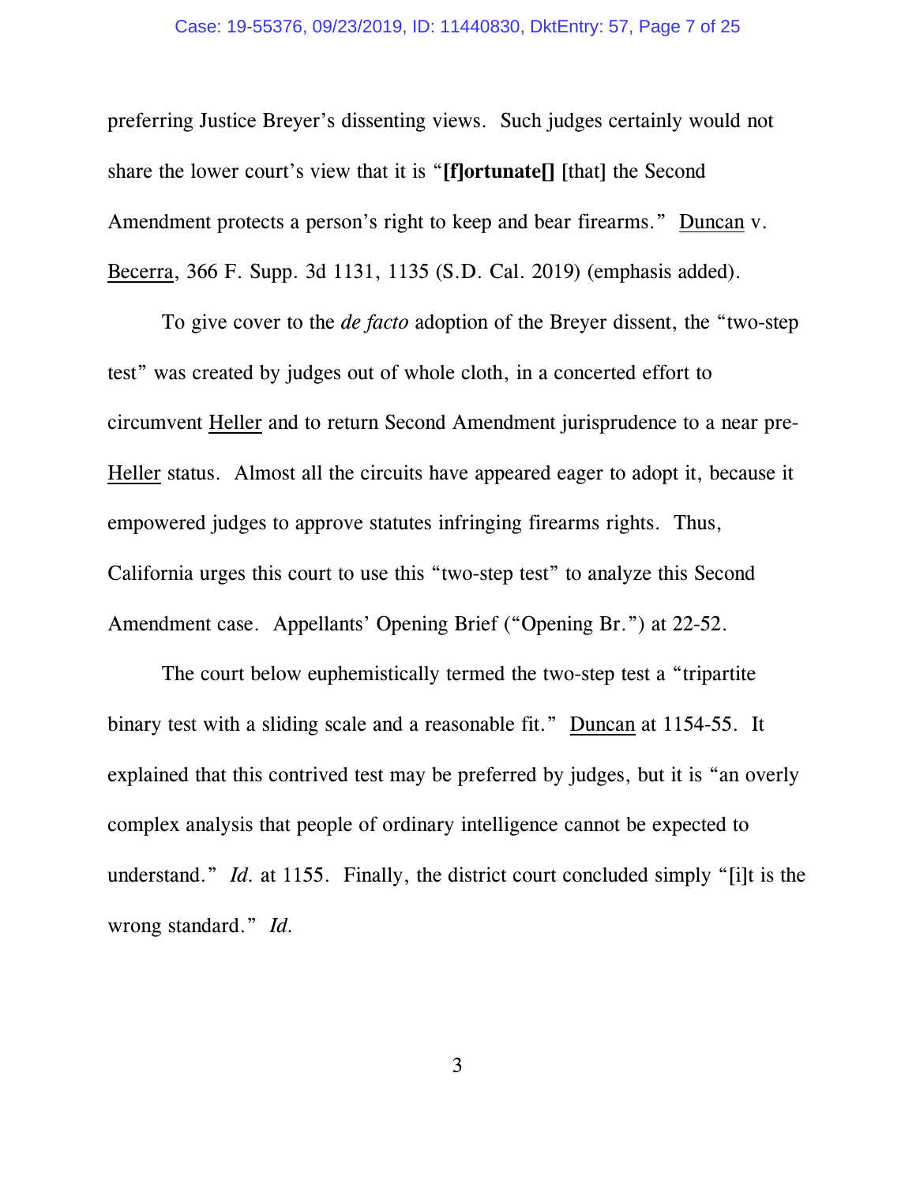preferring Justice Breyer's dissenting views. Such judges certainly would not share the lower court's view that it is "**[f]ortunate[]** [that] the Second Amendment protects a person's right to keep and bear firearms." Duncan v. Becerra, 366 F. Supp. 3d 1131, 1135 (S.D. Cal. 2019) (emphasis added).

To give cover to the *de facto* adoption of the Breyer dissent, the "two-step test" was created by judges out of whole cloth, in a concerted effort to circumvent Heller and to return Second Amendment jurisprudence to a near pre-Heller status. Almost all the circuits have appeared eager to adopt it, because it empowered judges to approve statutes infringing firearms rights. Thus, California urges this court to use this "two-step test" to analyze this Second Amendment case. Appellants' Opening Brief ("Opening Br.") at 22-52.

The court below euphemistically termed the two-step test a "tripartite binary test with a sliding scale and a reasonable fit." Duncan at 1154-55. It explained that this contrived test may be preferred by judges, but it is "an overly complex analysis that people of ordinary intelligence cannot be expected to understand." *Id.* at 1155. Finally, the district court concluded simply "[i]t is the wrong standard." *Id.*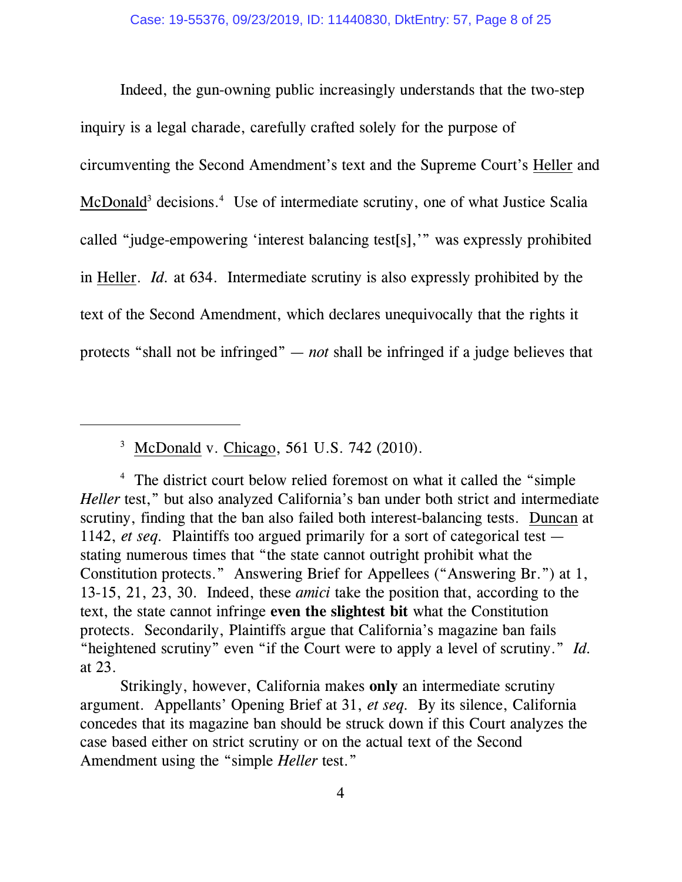Indeed, the gun-owning public increasingly understands that the two-step inquiry is a legal charade, carefully crafted solely for the purpose of circumventing the Second Amendment's text and the Supreme Court's Heller and McDonald[3] decisions.[4] Use of intermediate scrutiny, one of what Justice Scalia called "judge-empowering 'interest balancing test[s],'" was expressly prohibited in Heller. *Id.* at 634. Intermediate scrutiny is also expressly prohibited by the text of the Second Amendment, which declares unequivocally that the rights it protects "shall not be infringed" — *not* shall be infringed if a judge believes that

---

[3] McDonald v. Chicago, 561 U.S. 742 (2010).

[4] The district court below relied foremost on what it called the "simple *Heller* test," but also analyzed California's ban under both strict and intermediate scrutiny, finding that the ban also failed both interest-balancing tests. Duncan at 1142, *et seq.* Plaintiffs too argued primarily for a sort of categorical test — stating numerous times that "the state cannot outright prohibit what the Constitution protects." Answering Brief for Appellees ("Answering Br.") at 1, 13-15, 21, 23, 30. Indeed, these *amici* take the position that, according to the text, the state cannot infringe **even the slightest bit** what the Constitution protects. Secondarily, Plaintiffs argue that California's magazine ban fails "heightened scrutiny" even "if the Court were to apply a level of scrutiny." *Id.* at 23.

Strikingly, however, California makes **only** an intermediate scrutiny argument. Appellants' Opening Brief at 31, *et seq.* By its silence, California concedes that its magazine ban should be struck down if this Court analyzes the case based either on strict scrutiny or on the actual text of the Second Amendment using the "simple *Heller* test."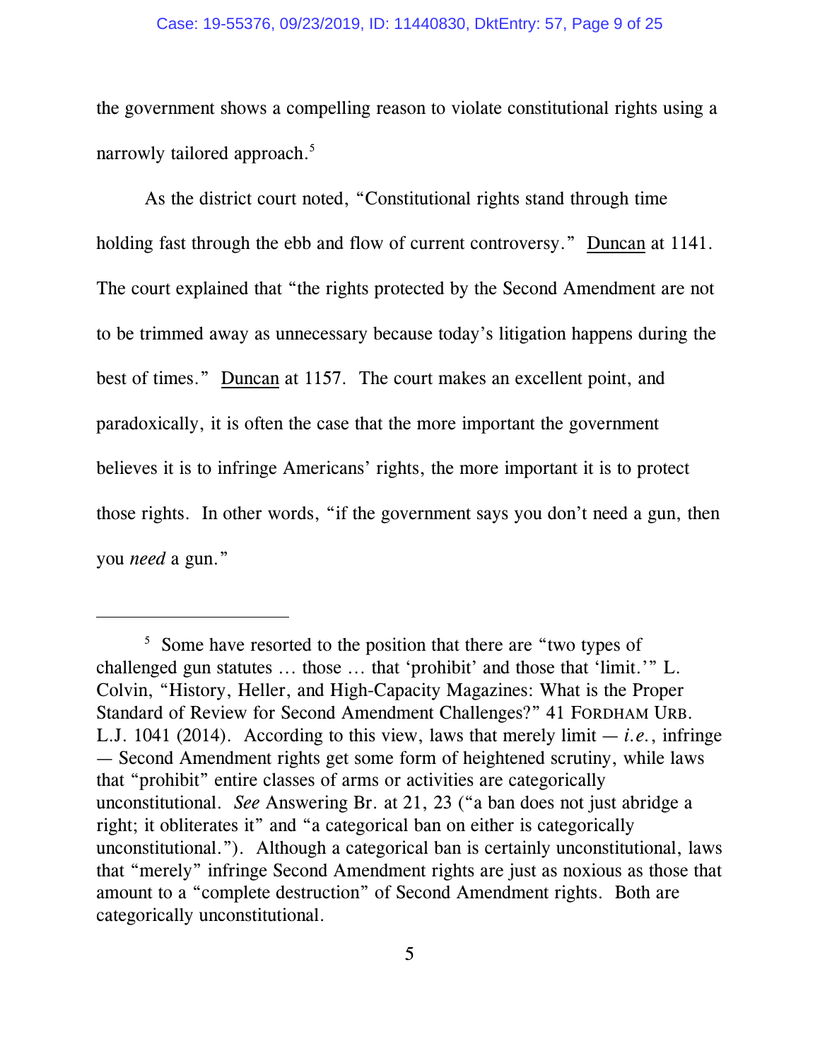the government shows a compelling reason to violate constitutional rights using a narrowly tailored approach.[5]

As the district court noted, "Constitutional rights stand through time holding fast through the ebb and flow of current controversy." Duncan at 1141. The court explained that "the rights protected by the Second Amendment are not to be trimmed away as unnecessary because today's litigation happens during the best of times." Duncan at 1157. The court makes an excellent point, and paradoxically, it is often the case that the more important the government believes it is to infringe Americans' rights, the more important it is to protect those rights. In other words, "if the government says you don't need a gun, then you *need* a gun."

---

[5] Some have resorted to the position that there are "two types of challenged gun statutes … those … that 'prohibit' and those that 'limit.'" L. Colvin, "History, Heller, and High-Capacity Magazines: What is the Proper Standard of Review for Second Amendment Challenges?" 41 FORDHAM URB. L.J. 1041 (2014). According to this view, laws that merely limit — *i.e.*, infringe — Second Amendment rights get some form of heightened scrutiny, while laws that "prohibit" entire classes of arms or activities are categorically unconstitutional. *See* Answering Br. at 21, 23 ("a ban does not just abridge a right; it obliterates it" and "a categorical ban on either is categorically unconstitutional."). Although a categorical ban is certainly unconstitutional, laws that "merely" infringe Second Amendment rights are just as noxious as those that amount to a "complete destruction" of Second Amendment rights. Both are categorically unconstitutional.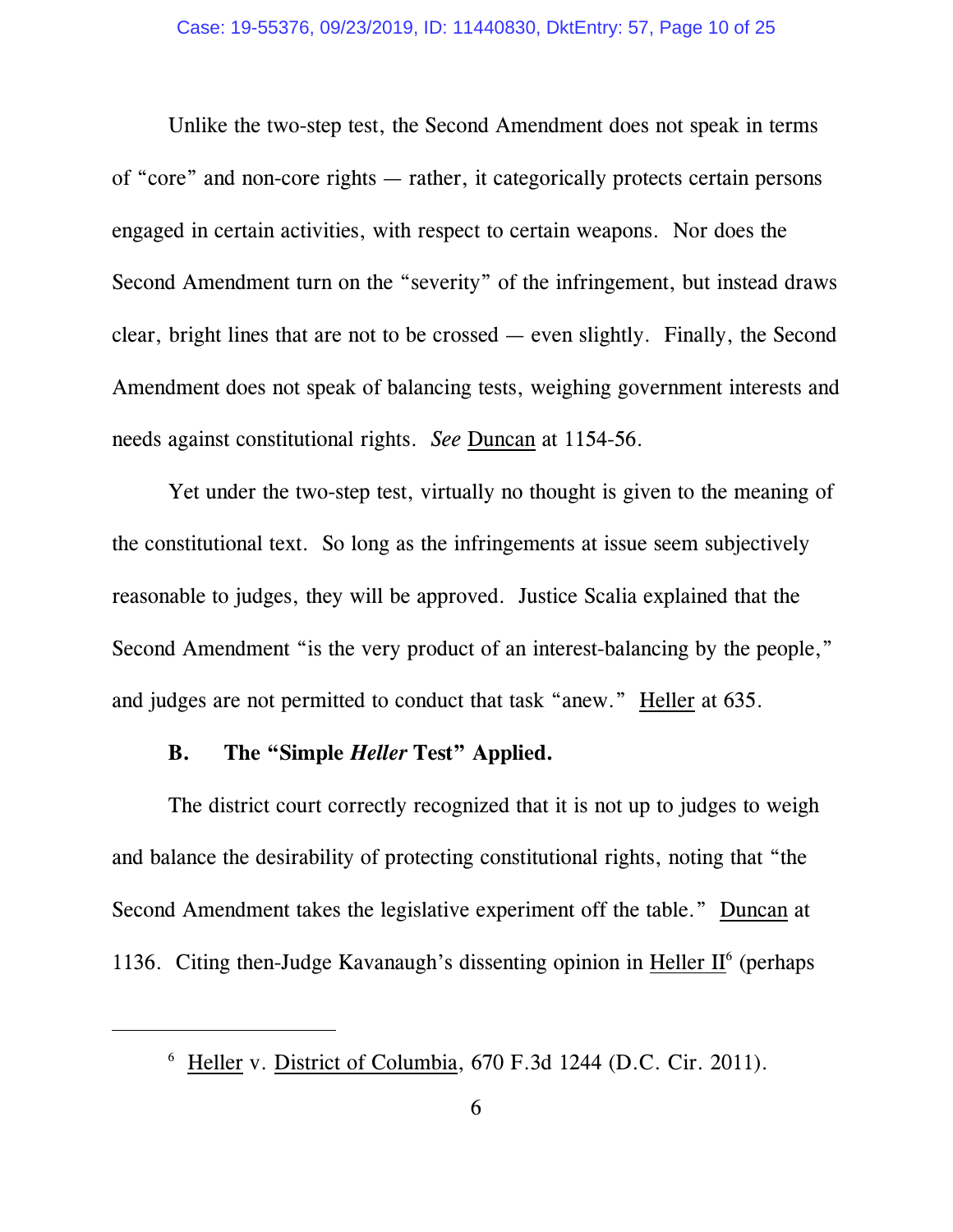Unlike the two-step test, the Second Amendment does not speak in terms of "core" and non-core rights — rather, it categorically protects certain persons engaged in certain activities, with respect to certain weapons. Nor does the Second Amendment turn on the "severity" of the infringement, but instead draws clear, bright lines that are not to be crossed — even slightly. Finally, the Second Amendment does not speak of balancing tests, weighing government interests and needs against constitutional rights. *See* Duncan at 1154-56.

Yet under the two-step test, virtually no thought is given to the meaning of the constitutional text. So long as the infringements at issue seem subjectively reasonable to judges, they will be approved. Justice Scalia explained that the Second Amendment "is the very product of an interest-balancing by the people," and judges are not permitted to conduct that task "anew." Heller at 635.

### B. The "Simple *Heller* Test" Applied.

The district court correctly recognized that it is not up to judges to weigh and balance the desirability of protecting constitutional rights, noting that "the Second Amendment takes the legislative experiment off the table." Duncan at 1136. Citing then-Judge Kavanaugh's dissenting opinion in Heller II[6] (perhaps

---

[6] Heller v. District of Columbia, 670 F.3d 1244 (D.C. Cir. 2011).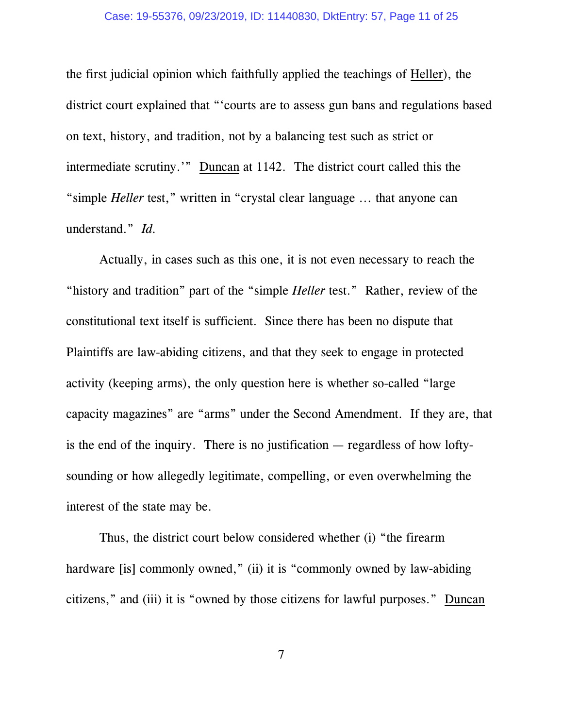the first judicial opinion which faithfully applied the teachings of Heller), the district court explained that "'courts are to assess gun bans and regulations based on text, history, and tradition, not by a balancing test such as strict or intermediate scrutiny.'" Duncan at 1142. The district court called this the "simple *Heller* test," written in "crystal clear language … that anyone can understand." *Id.*

Actually, in cases such as this one, it is not even necessary to reach the "history and tradition" part of the "simple *Heller* test." Rather, review of the constitutional text itself is sufficient. Since there has been no dispute that Plaintiffs are law-abiding citizens, and that they seek to engage in protected activity (keeping arms), the only question here is whether so-called "large capacity magazines" are "arms" under the Second Amendment. If they are, that is the end of the inquiry. There is no justification — regardless of how lofty-sounding or how allegedly legitimate, compelling, or even overwhelming the interest of the state may be.

Thus, the district court below considered whether (i) "the firearm hardware [is] commonly owned," (ii) it is "commonly owned by law-abiding citizens," and (iii) it is "owned by those citizens for lawful purposes." Duncan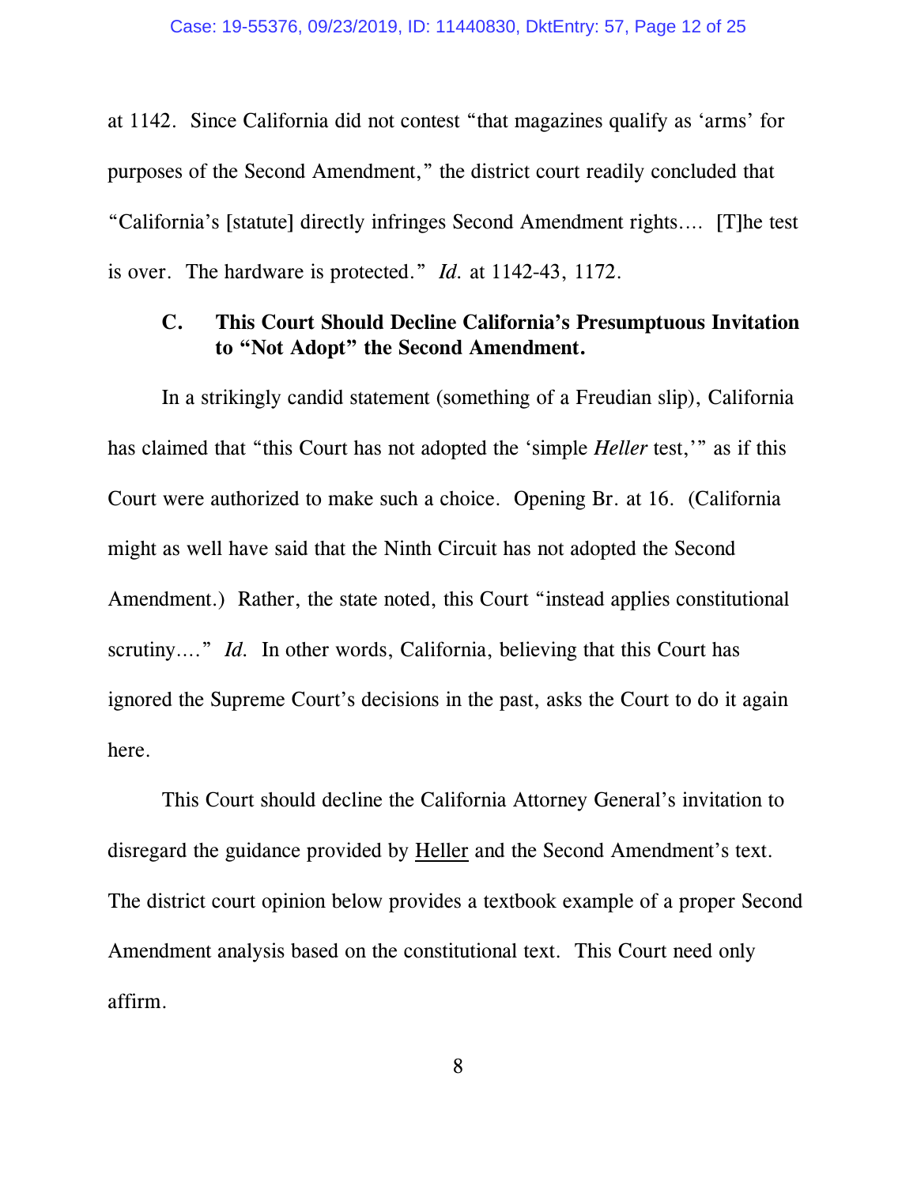at 1142. Since California did not contest "that magazines qualify as 'arms' for purposes of the Second Amendment," the district court readily concluded that "California's [statute] directly infringes Second Amendment rights.... [T]he test is over. The hardware is protected." *Id.* at 1142-43, 1172.

### C. This Court Should Decline California's Presumptuous Invitation to "Not Adopt" the Second Amendment.

In a strikingly candid statement (something of a Freudian slip), California has claimed that "this Court has not adopted the 'simple *Heller* test,'" as if this Court were authorized to make such a choice. Opening Br. at 16. (California might as well have said that the Ninth Circuit has not adopted the Second Amendment.) Rather, the state noted, this Court "instead applies constitutional scrutiny...." *Id.* In other words, California, believing that this Court has ignored the Supreme Court's decisions in the past, asks the Court to do it again here.

This Court should decline the California Attorney General's invitation to disregard the guidance provided by Heller and the Second Amendment's text. The district court opinion below provides a textbook example of a proper Second Amendment analysis based on the constitutional text. This Court need only affirm.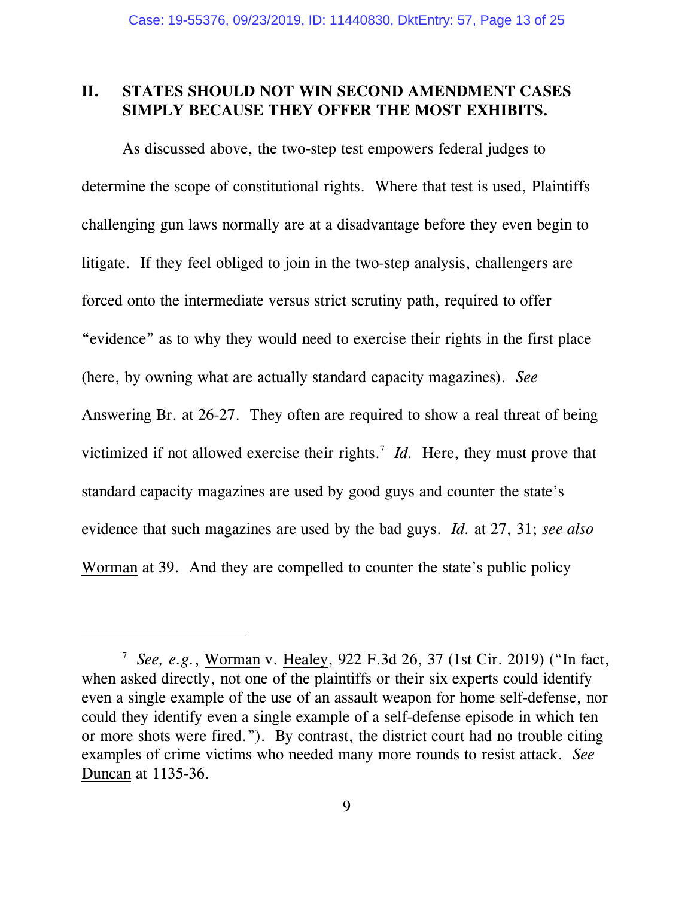## II. STATES SHOULD NOT WIN SECOND AMENDMENT CASES SIMPLY BECAUSE THEY OFFER THE MOST EXHIBITS.

As discussed above, the two-step test empowers federal judges to determine the scope of constitutional rights. Where that test is used, Plaintiffs challenging gun laws normally are at a disadvantage before they even begin to litigate. If they feel obliged to join in the two-step analysis, challengers are forced onto the intermediate versus strict scrutiny path, required to offer "evidence" as to why they would need to exercise their rights in the first place (here, by owning what are actually standard capacity magazines). *See* Answering Br. at 26-27. They often are required to show a real threat of being victimized if not allowed exercise their rights.[7] *Id.* Here, they must prove that standard capacity magazines are used by good guys and counter the state's evidence that such magazines are used by the bad guys. *Id.* at 27, 31; *see also* Worman at 39. And they are compelled to counter the state's public policy

---

[7] *See, e.g.*, Worman v. Healey, 922 F.3d 26, 37 (1st Cir. 2019) ("In fact, when asked directly, not one of the plaintiffs or their six experts could identify even a single example of the use of an assault weapon for home self-defense, nor could they identify even a single example of a self-defense episode in which ten or more shots were fired."). By contrast, the district court had no trouble citing examples of crime victims who needed many more rounds to resist attack. *See* Duncan at 1135-36.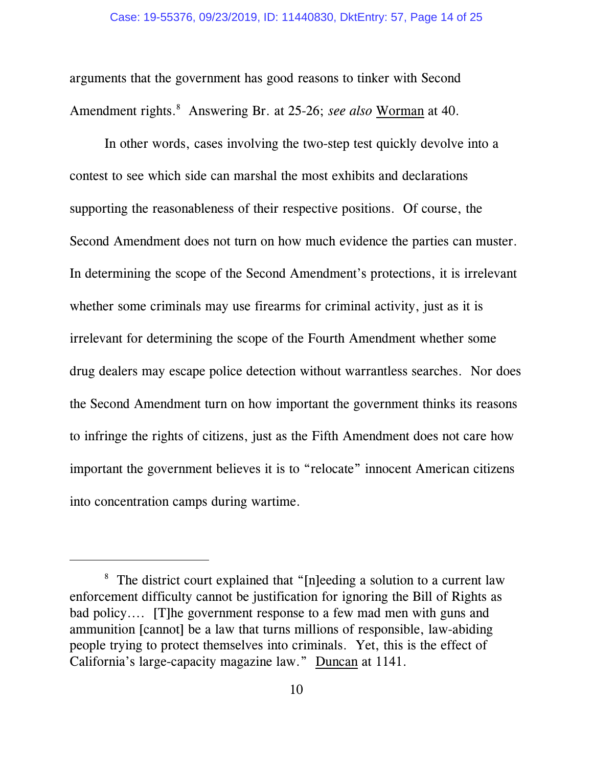arguments that the government has good reasons to tinker with Second Amendment rights.[8] Answering Br. at 25-26; *see also* Worman at 40.

In other words, cases involving the two-step test quickly devolve into a contest to see which side can marshal the most exhibits and declarations supporting the reasonableness of their respective positions. Of course, the Second Amendment does not turn on how much evidence the parties can muster. In determining the scope of the Second Amendment's protections, it is irrelevant whether some criminals may use firearms for criminal activity, just as it is irrelevant for determining the scope of the Fourth Amendment whether some drug dealers may escape police detection without warrantless searches. Nor does the Second Amendment turn on how important the government thinks its reasons to infringe the rights of citizens, just as the Fifth Amendment does not care how important the government believes it is to "relocate" innocent American citizens into concentration camps during wartime.

---

[8] The district court explained that "[n]eeding a solution to a current law enforcement difficulty cannot be justification for ignoring the Bill of Rights as bad policy.... [T]he government response to a few mad men with guns and ammunition [cannot] be a law that turns millions of responsible, law-abiding people trying to protect themselves into criminals. Yet, this is the effect of California's large-capacity magazine law." Duncan at 1141.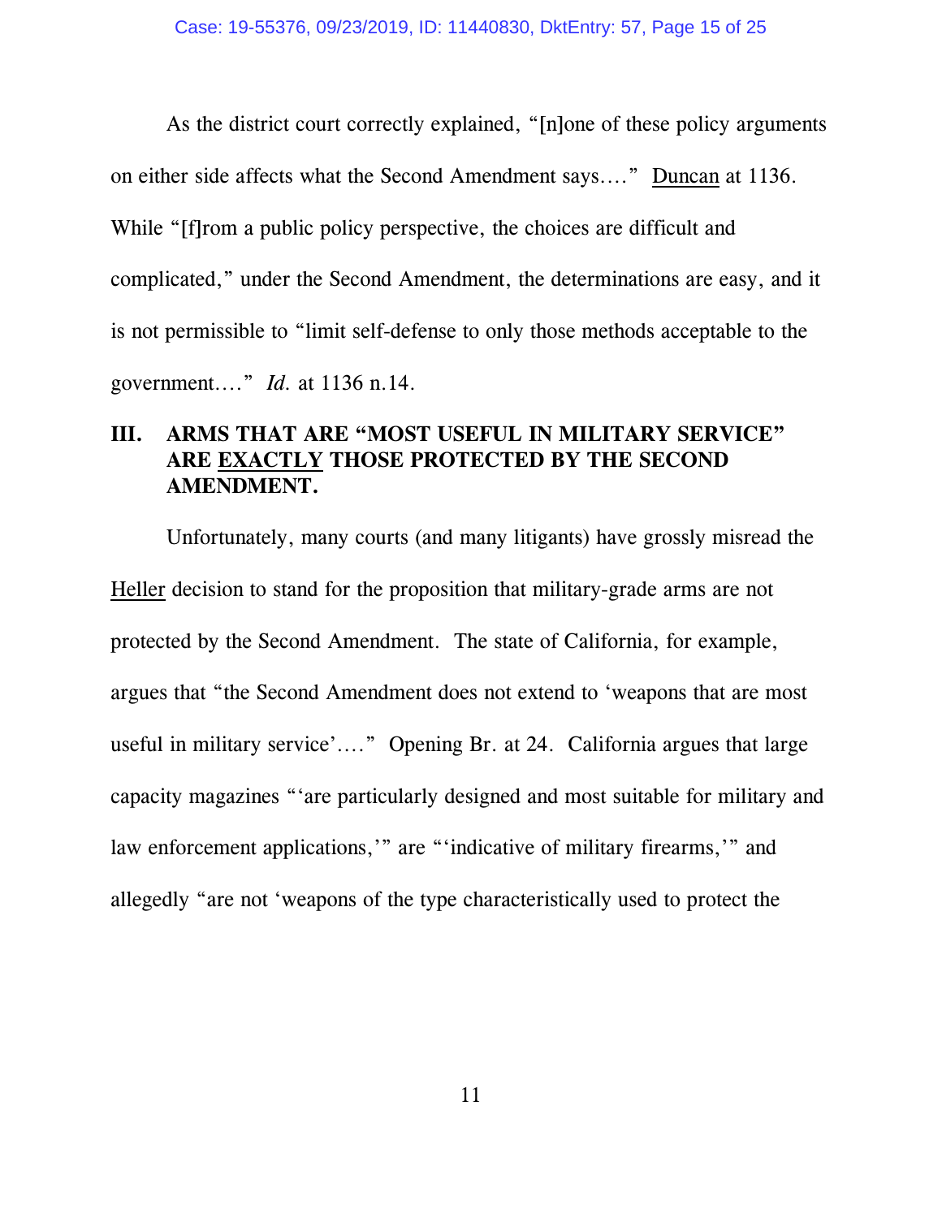As the district court correctly explained, "[n]one of these policy arguments on either side affects what the Second Amendment says…." Duncan at 1136. While "[f]rom a public policy perspective, the choices are difficult and complicated," under the Second Amendment, the determinations are easy, and it is not permissible to "limit self-defense to only those methods acceptable to the government…." *Id.* at 1136 n.14.

## III. ARMS THAT ARE "MOST USEFUL IN MILITARY SERVICE" ARE EXACTLY THOSE PROTECTED BY THE SECOND AMENDMENT.

Unfortunately, many courts (and many litigants) have grossly misread the Heller decision to stand for the proposition that military-grade arms are not protected by the Second Amendment. The state of California, for example, argues that "the Second Amendment does not extend to 'weapons that are most useful in military service'…." Opening Br. at 24. California argues that large capacity magazines "'are particularly designed and most suitable for military and law enforcement applications,'" are "'indicative of military firearms,'" and allegedly "are not 'weapons of the type characteristically used to protect the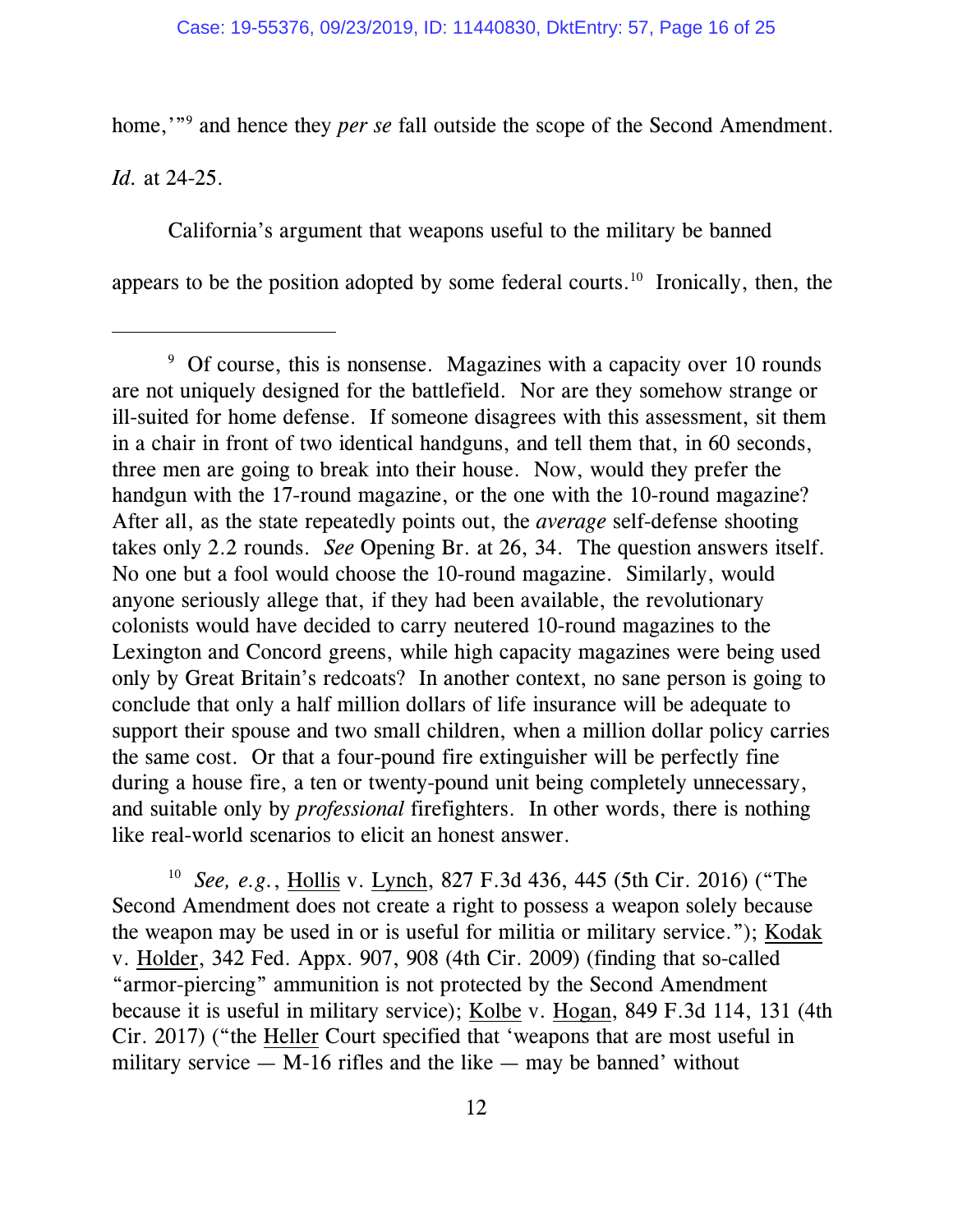home,'"[9] and hence they *per se* fall outside the scope of the Second Amendment. *Id.* at 24-25.

California's argument that weapons useful to the military be banned appears to be the position adopted by some federal courts.[10] Ironically, then, the

---

[9] Of course, this is nonsense. Magazines with a capacity over 10 rounds are not uniquely designed for the battlefield. Nor are they somehow strange or ill-suited for home defense. If someone disagrees with this assessment, sit them in a chair in front of two identical handguns, and tell them that, in 60 seconds, three men are going to break into their house. Now, would they prefer the handgun with the 17-round magazine, or the one with the 10-round magazine? After all, as the state repeatedly points out, the *average* self-defense shooting takes only 2.2 rounds. *See* Opening Br. at 26, 34. The question answers itself. No one but a fool would choose the 10-round magazine. Similarly, would anyone seriously allege that, if they had been available, the revolutionary colonists would have decided to carry neutered 10-round magazines to the Lexington and Concord greens, while high capacity magazines were being used only by Great Britain's redcoats? In another context, no sane person is going to conclude that only a half million dollars of life insurance will be adequate to support their spouse and two small children, when a million dollar policy carries the same cost. Or that a four-pound fire extinguisher will be perfectly fine during a house fire, a ten or twenty-pound unit being completely unnecessary, and suitable only by *professional* firefighters. In other words, there is nothing like real-world scenarios to elicit an honest answer.

[10] *See, e.g.*, Hollis v. Lynch, 827 F.3d 436, 445 (5th Cir. 2016) ("The Second Amendment does not create a right to possess a weapon solely because the weapon may be used in or is useful for militia or military service."); Kodak v. Holder, 342 Fed. Appx. 907, 908 (4th Cir. 2009) (finding that so-called "armor-piercing" ammunition is not protected by the Second Amendment because it is useful in military service); Kolbe v. Hogan, 849 F.3d 114, 131 (4th Cir. 2017) ("the Heller Court specified that 'weapons that are most useful in military service — M-16 rifles and the like — may be banned' without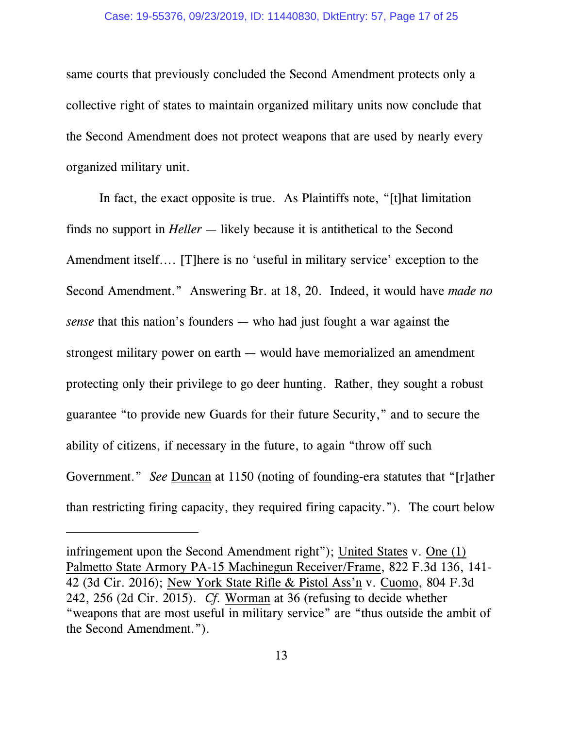same courts that previously concluded the Second Amendment protects only a collective right of states to maintain organized military units now conclude that the Second Amendment does not protect weapons that are used by nearly every organized military unit.

In fact, the exact opposite is true. As Plaintiffs note, "[t]hat limitation finds no support in *Heller* — likely because it is antithetical to the Second Amendment itself…. [T]here is no 'useful in military service' exception to the Second Amendment." Answering Br. at 18, 20. Indeed, it would have *made no sense* that this nation's founders — who had just fought a war against the strongest military power on earth — would have memorialized an amendment protecting only their privilege to go deer hunting. Rather, they sought a robust guarantee "to provide new Guards for their future Security," and to secure the ability of citizens, if necessary in the future, to again "throw off such Government." *See* Duncan at 1150 (noting of founding-era statutes that "[r]ather than restricting firing capacity, they required firing capacity."). The court below

---

infringement upon the Second Amendment right"); United States v. One (1) Palmetto State Armory PA-15 Machinegun Receiver/Frame, 822 F.3d 136, 141-42 (3d Cir. 2016); New York State Rifle & Pistol Ass'n v. Cuomo, 804 F.3d 242, 256 (2d Cir. 2015). *Cf.* Worman at 36 (refusing to decide whether "weapons that are most useful in military service" are "thus outside the ambit of the Second Amendment.").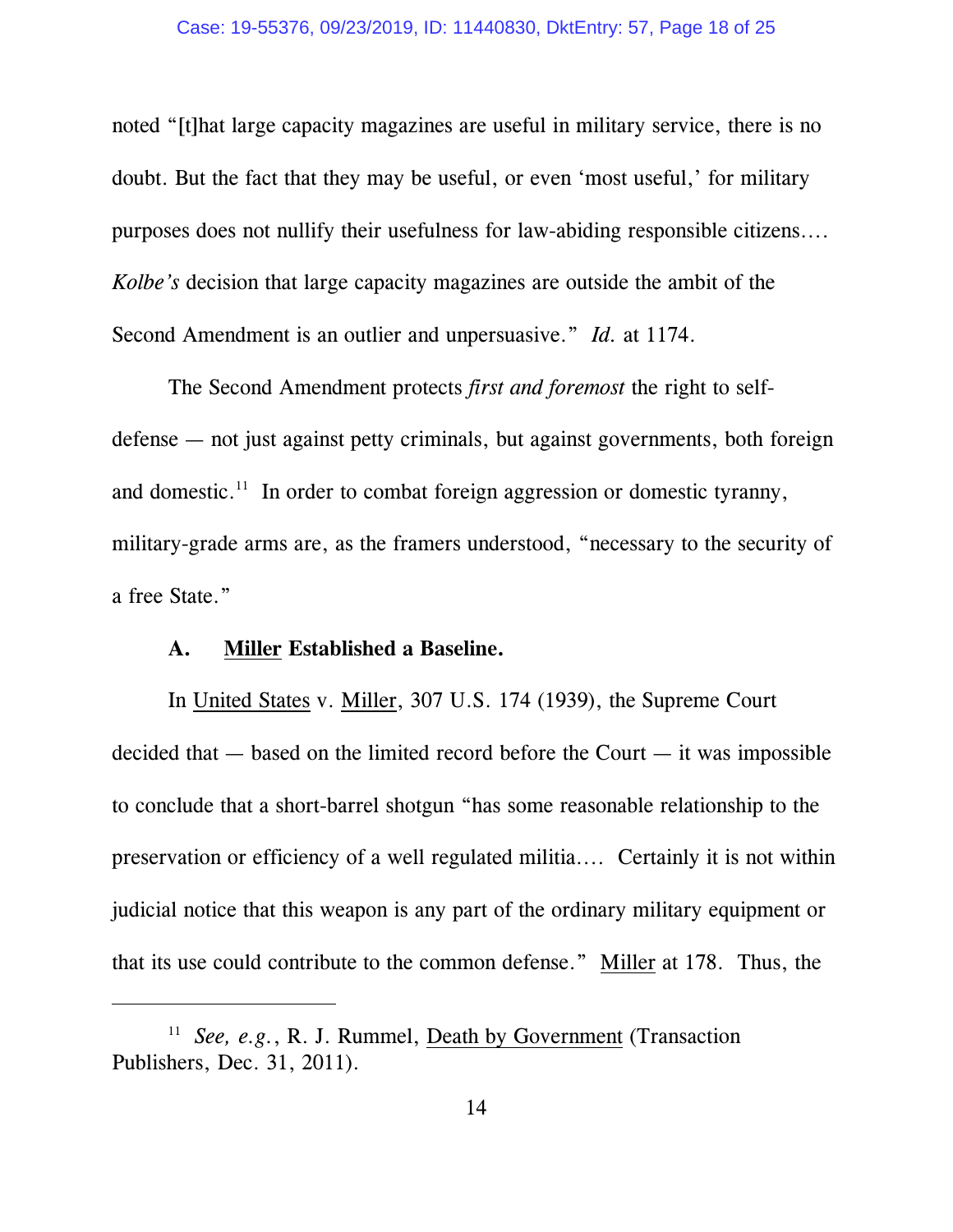noted "[t]hat large capacity magazines are useful in military service, there is no doubt. But the fact that they may be useful, or even 'most useful,' for military purposes does not nullify their usefulness for law-abiding responsible citizens.... *Kolbe's* decision that large capacity magazines are outside the ambit of the Second Amendment is an outlier and unpersuasive." *Id.* at 1174.

The Second Amendment protects *first and foremost* the right to self-defense — not just against petty criminals, but against governments, both foreign and domestic.[11] In order to combat foreign aggression or domestic tyranny, military-grade arms are, as the framers understood, "necessary to the security of a free State."

**A. Miller Established a Baseline.**

In United States v. Miller, 307 U.S. 174 (1939), the Supreme Court decided that — based on the limited record before the Court — it was impossible to conclude that a short-barrel shotgun "has some reasonable relationship to the preservation or efficiency of a well regulated militia.... Certainly it is not within judicial notice that this weapon is any part of the ordinary military equipment or that its use could contribute to the common defense." Miller at 178. Thus, the

---

[11] *See, e.g.*, R. J. Rummel, Death by Government (Transaction Publishers, Dec. 31, 2011).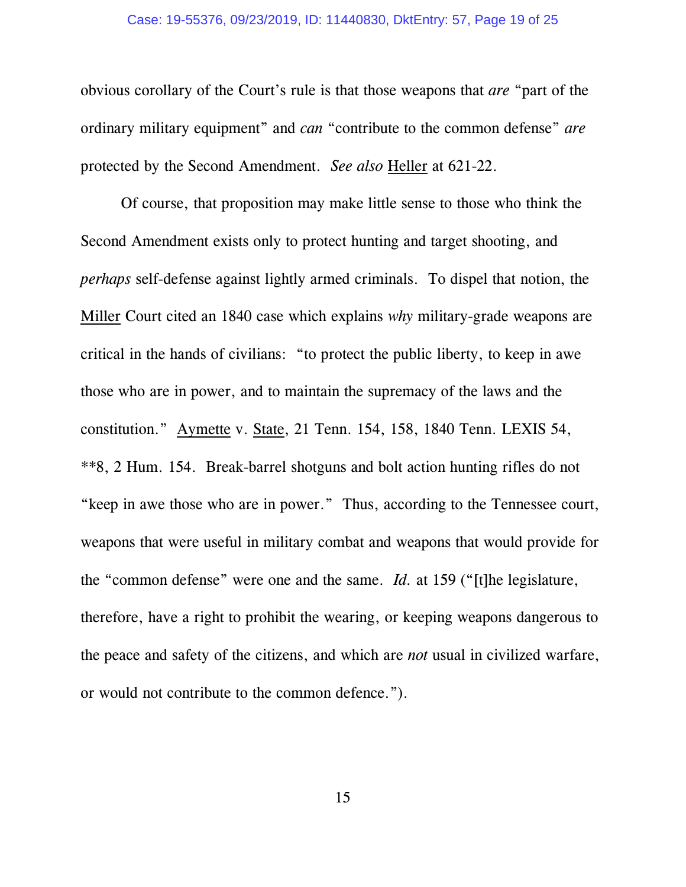obvious corollary of the Court's rule is that those weapons that *are* "part of the ordinary military equipment" and *can* "contribute to the common defense" *are* protected by the Second Amendment. *See also* Heller at 621-22.

Of course, that proposition may make little sense to those who think the Second Amendment exists only to protect hunting and target shooting, and *perhaps* self-defense against lightly armed criminals. To dispel that notion, the Miller Court cited an 1840 case which explains *why* military-grade weapons are critical in the hands of civilians: "to protect the public liberty, to keep in awe those who are in power, and to maintain the supremacy of the laws and the constitution." Aymette v. State, 21 Tenn. 154, 158, 1840 Tenn. LEXIS 54, **8, 2 Hum. 154. Break-barrel shotguns and bolt action hunting rifles do not "keep in awe those who are in power." Thus, according to the Tennessee court, weapons that were useful in military combat and weapons that would provide for the "common defense" were one and the same. *Id.* at 159 ("[t]he legislature, therefore, have a right to prohibit the wearing, or keeping weapons dangerous to the peace and safety of the citizens, and which are *not* usual in civilized warfare, or would not contribute to the common defence.").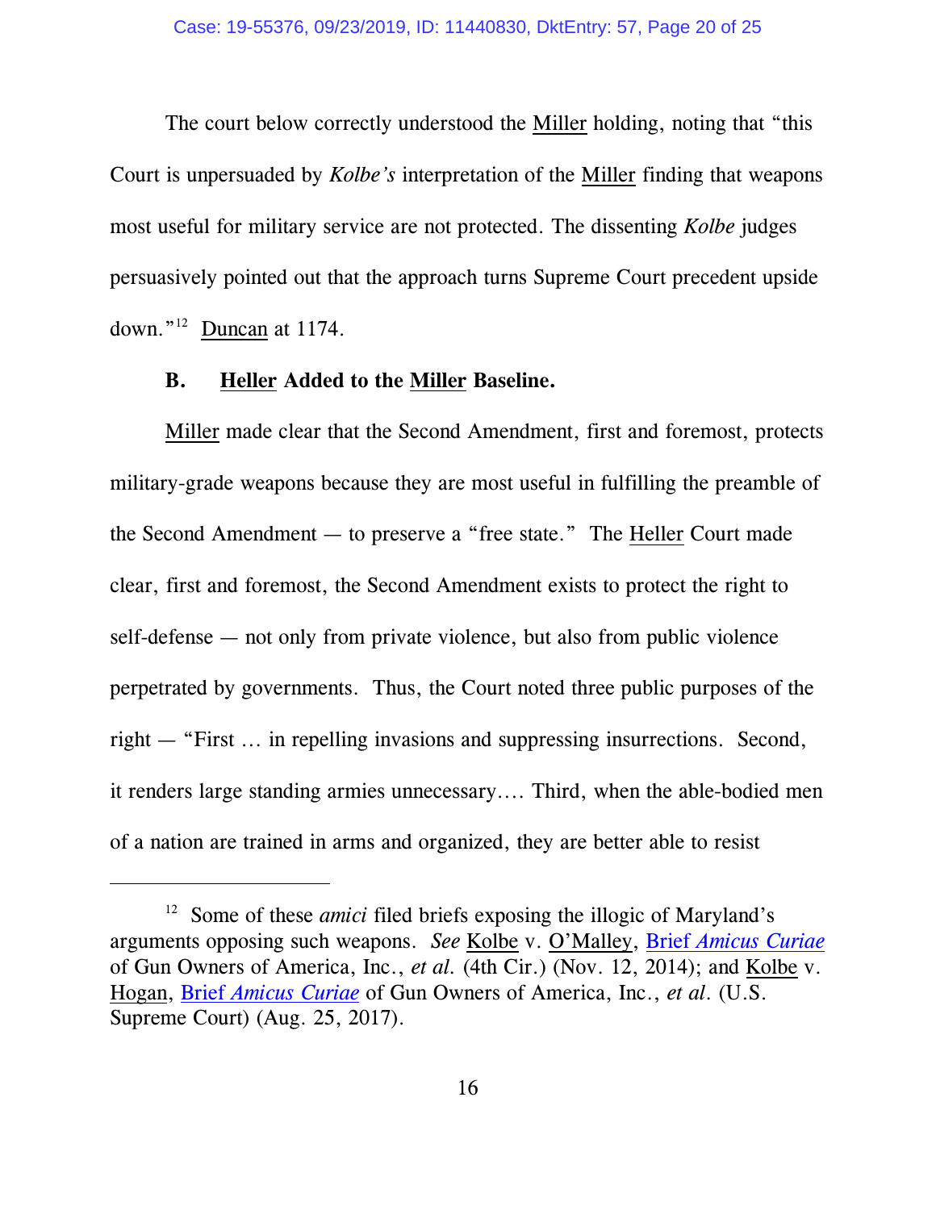The court below correctly understood the Miller holding, noting that "this Court is unpersuaded by *Kolbe's* interpretation of the Miller finding that weapons most useful for military service are not protected. The dissenting *Kolbe* judges persuasively pointed out that the approach turns Supreme Court precedent upside down."[12] Duncan at 1174.

### B. Heller Added to the Miller Baseline.

Miller made clear that the Second Amendment, first and foremost, protects military-grade weapons because they are most useful in fulfilling the preamble of the Second Amendment — to preserve a "free state." The Heller Court made clear, first and foremost, the Second Amendment exists to protect the right to self-defense — not only from private violence, but also from public violence perpetrated by governments. Thus, the Court noted three public purposes of the right — "First … in repelling invasions and suppressing insurrections. Second, it renders large standing armies unnecessary…. Third, when the able-bodied men of a nation are trained in arms and organized, they are better able to resist

---

[12] Some of these *amici* filed briefs exposing the illogic of Maryland's arguments opposing such weapons. *See* Kolbe v. O'Malley, Brief *Amicus Curiae* of Gun Owners of America, Inc., *et al.* (4th Cir.) (Nov. 12, 2014); and Kolbe v. Hogan, Brief *Amicus Curiae* of Gun Owners of America, Inc., *et al.* (U.S. Supreme Court) (Aug. 25, 2017).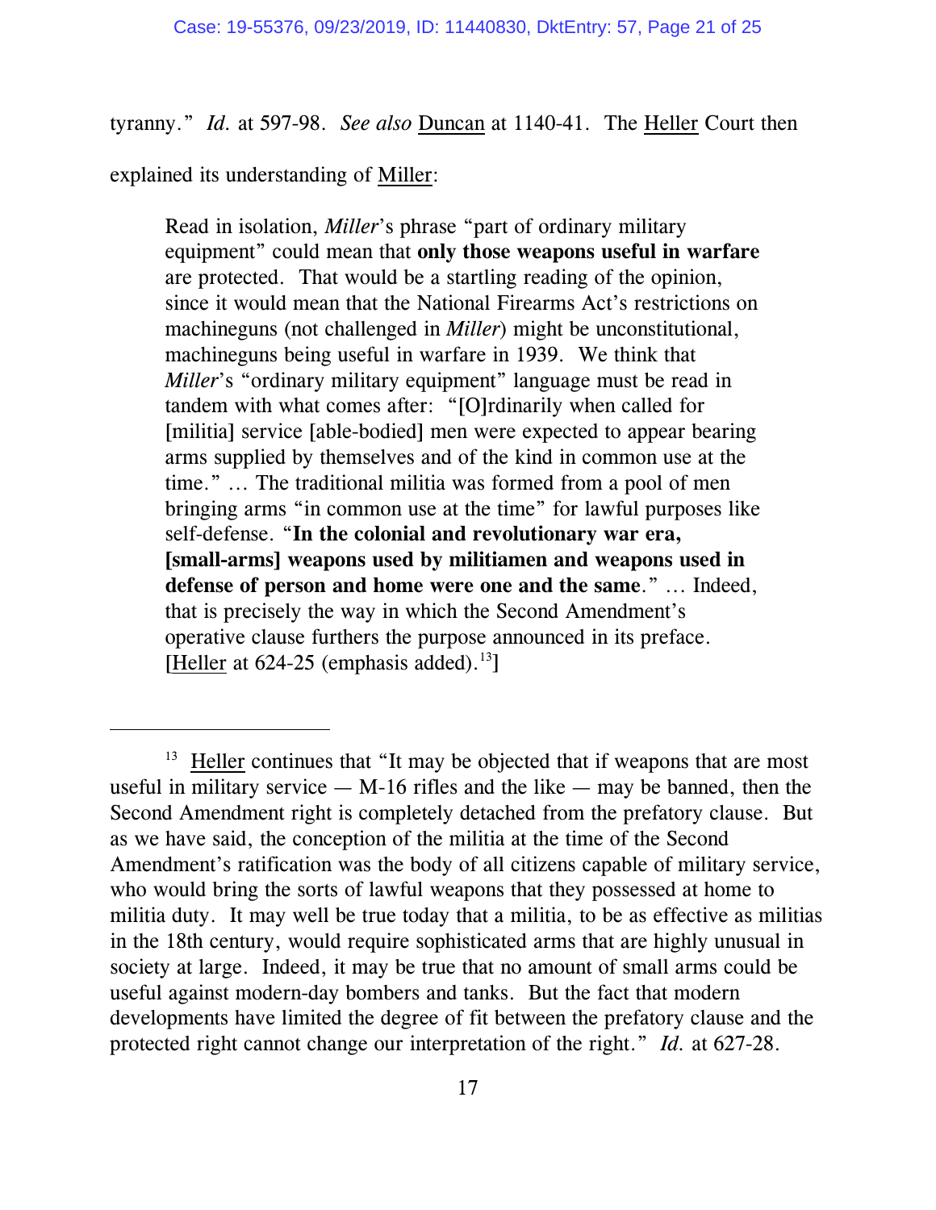tyranny." *Id.* at 597-98. *See also* Duncan at 1140-41. The Heller Court then explained its understanding of Miller:

> Read in isolation, *Miller*'s phrase "part of ordinary military equipment" could mean that **only those weapons useful in warfare** are protected. That would be a startling reading of the opinion, since it would mean that the National Firearms Act's restrictions on machineguns (not challenged in *Miller*) might be unconstitutional, machineguns being useful in warfare in 1939. We think that *Miller*'s "ordinary military equipment" language must be read in tandem with what comes after: "[O]rdinarily when called for [militia] service [able-bodied] men were expected to appear bearing arms supplied by themselves and of the kind in common use at the time." … The traditional militia was formed from a pool of men bringing arms "in common use at the time" for lawful purposes like self-defense. "**In the colonial and revolutionary war era, [small-arms] weapons used by militiamen and weapons used in defense of person and home were one and the same**." … Indeed, that is precisely the way in which the Second Amendment's operative clause furthers the purpose announced in its preface. [Heller at 624-25 (emphasis added).[13]]

---

[13] Heller continues that "It may be objected that if weapons that are most useful in military service — M-16 rifles and the like — may be banned, then the Second Amendment right is completely detached from the prefatory clause. But as we have said, the conception of the militia at the time of the Second Amendment's ratification was the body of all citizens capable of military service, who would bring the sorts of lawful weapons that they possessed at home to militia duty. It may well be true today that a militia, to be as effective as militias in the 18th century, would require sophisticated arms that are highly unusual in society at large. Indeed, it may be true that no amount of small arms could be useful against modern-day bombers and tanks. But the fact that modern developments have limited the degree of fit between the prefatory clause and the protected right cannot change our interpretation of the right." *Id.* at 627-28.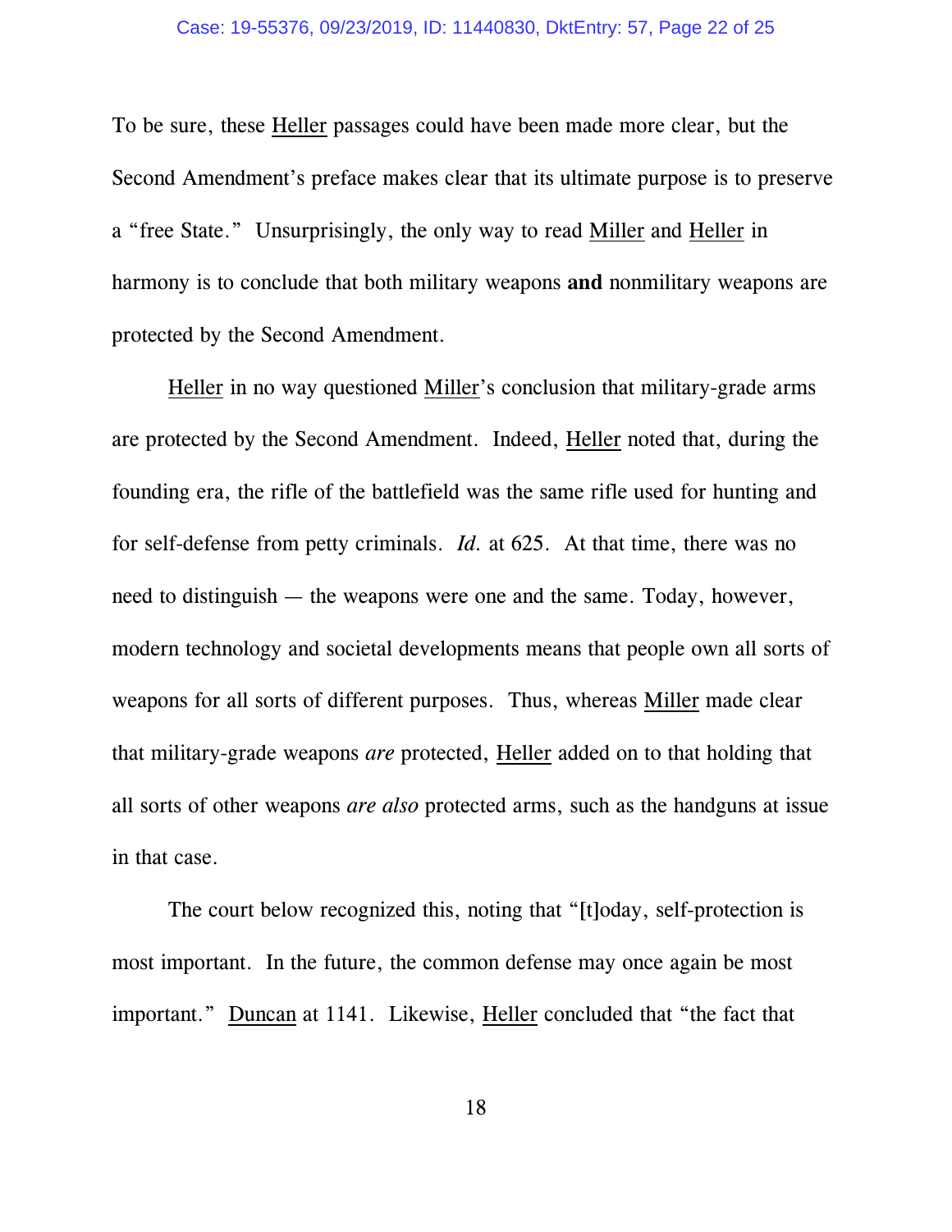To be sure, these Heller passages could have been made more clear, but the Second Amendment's preface makes clear that its ultimate purpose is to preserve a "free State." Unsurprisingly, the only way to read Miller and Heller in harmony is to conclude that both military weapons **and** nonmilitary weapons are protected by the Second Amendment.

Heller in no way questioned Miller's conclusion that military-grade arms are protected by the Second Amendment. Indeed, Heller noted that, during the founding era, the rifle of the battlefield was the same rifle used for hunting and for self-defense from petty criminals. *Id.* at 625. At that time, there was no need to distinguish — the weapons were one and the same. Today, however, modern technology and societal developments means that people own all sorts of weapons for all sorts of different purposes. Thus, whereas Miller made clear that military-grade weapons *are* protected, Heller added on to that holding that all sorts of other weapons *are also* protected arms, such as the handguns at issue in that case.

The court below recognized this, noting that "[t]oday, self-protection is most important. In the future, the common defense may once again be most important." Duncan at 1141. Likewise, Heller concluded that "the fact that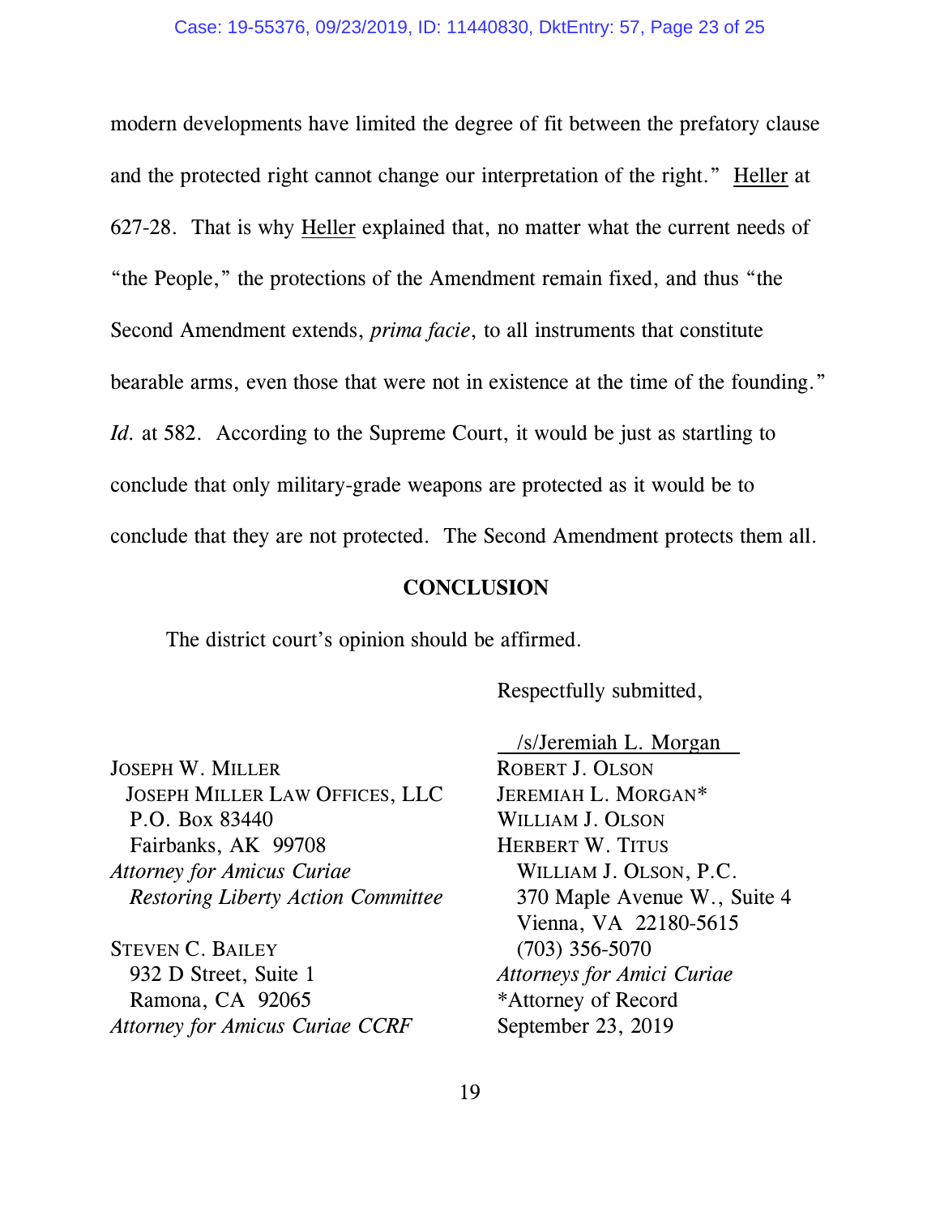modern developments have limited the degree of fit between the prefatory clause and the protected right cannot change our interpretation of the right." Heller at 627-28. That is why Heller explained that, no matter what the current needs of "the People," the protections of the Amendment remain fixed, and thus "the Second Amendment extends, *prima facie*, to all instruments that constitute bearable arms, even those that were not in existence at the time of the founding." *Id.* at 582. According to the Supreme Court, it would be just as startling to conclude that only military-grade weapons are protected as it would be to conclude that they are not protected. The Second Amendment protects them all.

**CONCLUSION**

The district court's opinion should be affirmed.

Respectfully submitted,

/s/Jeremiah L. Morgan

ROBERT J. OLSON
JEREMIAH L. MORGAN*
WILLIAM J. OLSON
HERBERT W. TITUS
WILLIAM J. OLSON, P.C.
370 Maple Avenue W., Suite 4
Vienna, VA 22180-5615
(703) 356-5070
*Attorneys for Amici Curiae*
*Attorney of Record
September 23, 2019

JOSEPH W. MILLER
JOSEPH MILLER LAW OFFICES, LLC
P.O. Box 83440
Fairbanks, AK 99708
*Attorney for Amicus Curiae Restoring Liberty Action Committee*

STEVEN C. BAILEY
932 D Street, Suite 1
Ramona, CA 92065
*Attorney for Amicus Curiae CCRF*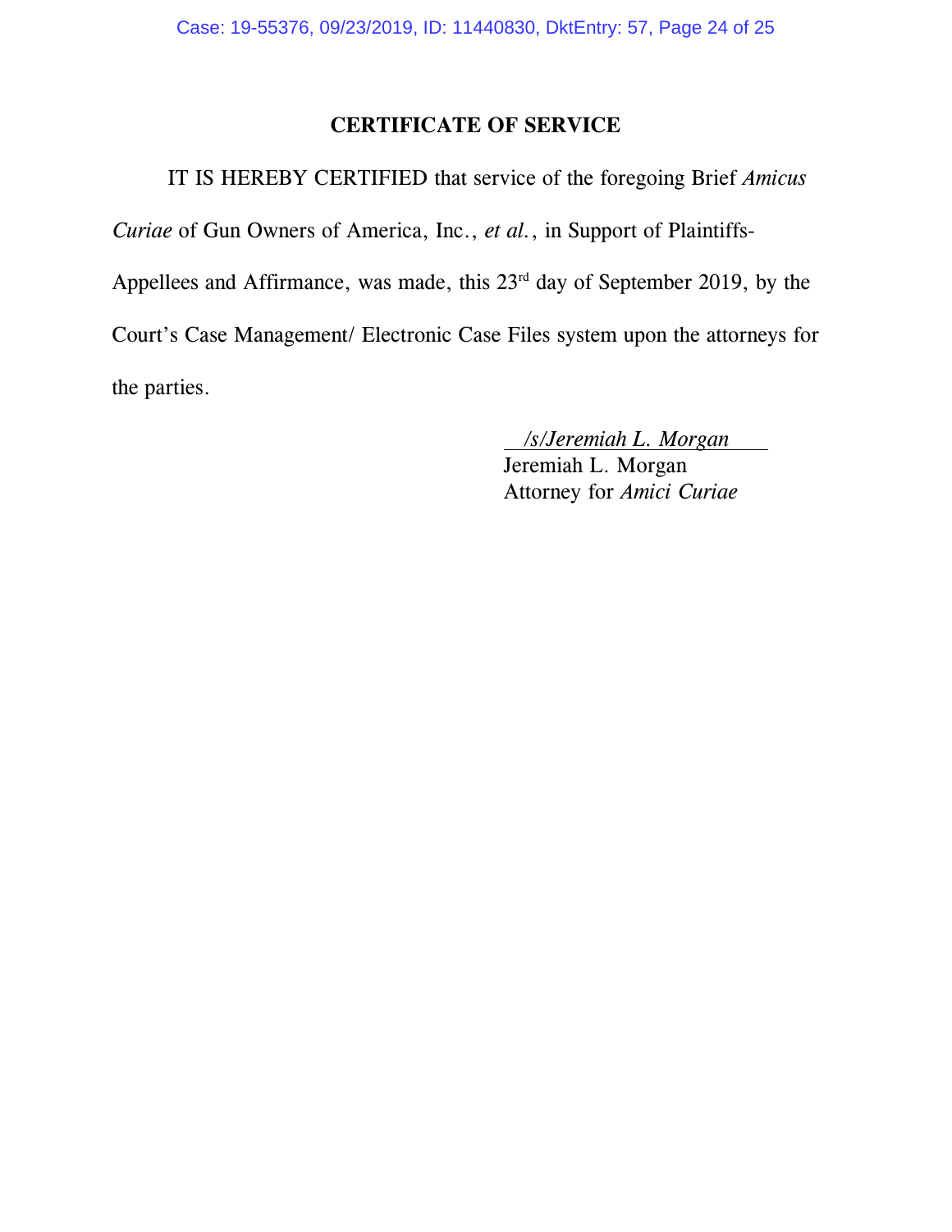## CERTIFICATE OF SERVICE

IT IS HEREBY CERTIFIED that service of the foregoing Brief *Amicus Curiae* of Gun Owners of America, Inc., *et al.*, in Support of Plaintiffs-Appellees and Affirmance, was made, this 23rd day of September 2019, by the Court's Case Management/ Electronic Case Files system upon the attorneys for the parties.

*/s/Jeremiah L. Morgan*
Jeremiah L. Morgan
Attorney for *Amici Curiae*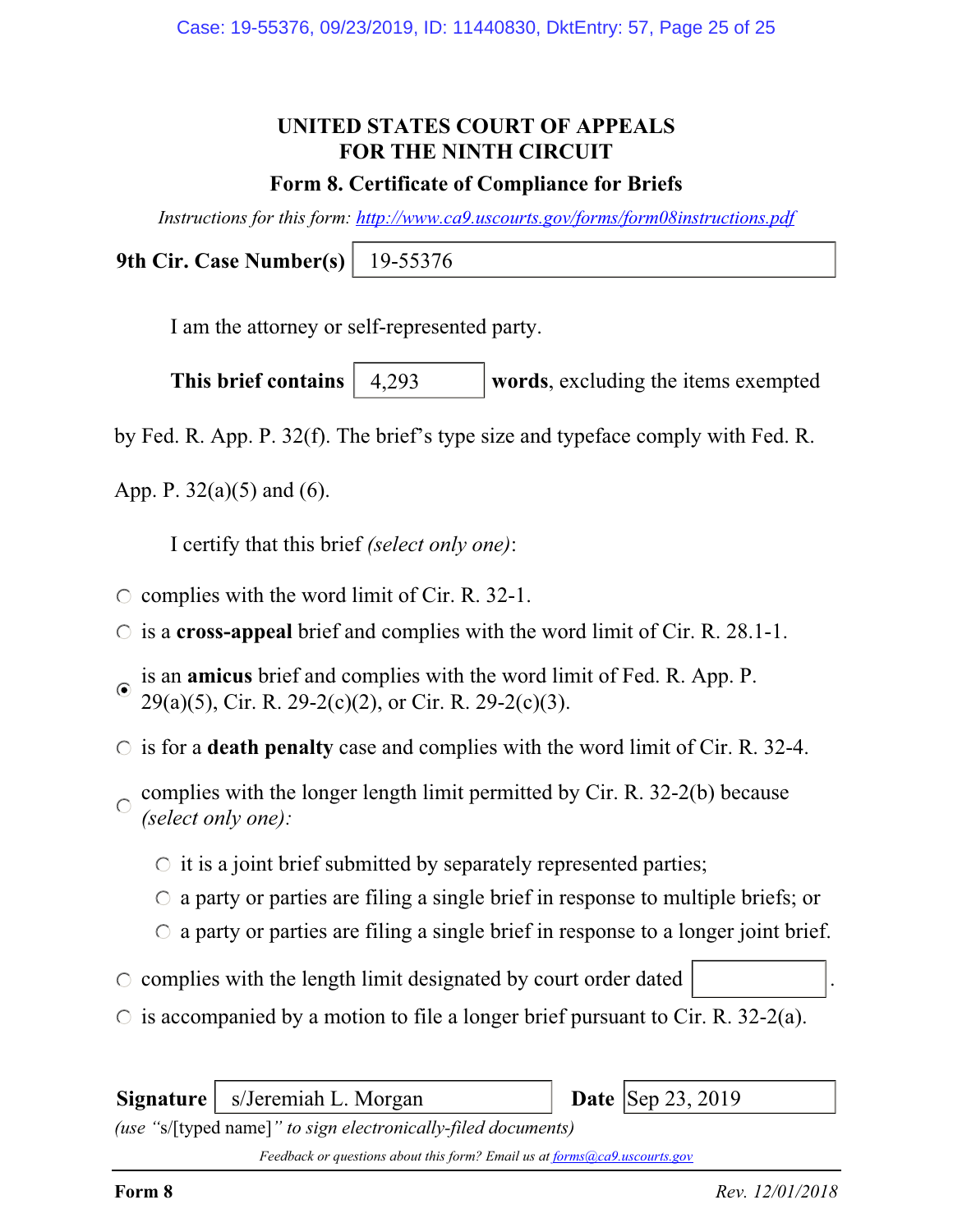# UNITED STATES COURT OF APPEALS
# FOR THE NINTH CIRCUIT

## Form 8. Certificate of Compliance for Briefs

*Instructions for this form: http://www.ca9.uscourts.gov/forms/form08instructions.pdf*

**9th Cir. Case Number(s)** 19-55376

I am the attorney or self-represented party.

**This brief contains** 4,293 **words**, excluding the items exempted by Fed. R. App. P. 32(f). The brief's type size and typeface comply with Fed. R. App. P. 32(a)(5) and (6).

I certify that this brief *(select only one)*:

- ○ complies with the word limit of Cir. R. 32-1.
- ○ is a **cross-appeal** brief and complies with the word limit of Cir. R. 28.1-1.
- ◉ is an **amicus** brief and complies with the word limit of Fed. R. App. P. 29(a)(5), Cir. R. 29-2(c)(2), or Cir. R. 29-2(c)(3).
- ○ is for a **death penalty** case and complies with the word limit of Cir. R. 32-4.
- ○ complies with the longer length limit permitted by Cir. R. 32-2(b) because *(select only one):*
  - ○ it is a joint brief submitted by separately represented parties;
  - ○ a party or parties are filing a single brief in response to multiple briefs; or
  - ○ a party or parties are filing a single brief in response to a longer joint brief.
- ○ complies with the length limit designated by court order dated ______.
- ○ is accompanied by a motion to file a longer brief pursuant to Cir. R. 32-2(a).

**Signature** s/Jeremiah L. Morgan **Date** Sep 23, 2019

*(use "*s/[typed name]*" to sign electronically-filed documents)*

*Feedback or questions about this form? Email us at forms@ca9.uscourts.gov*

**Form 8** *Rev. 12/01/2018*